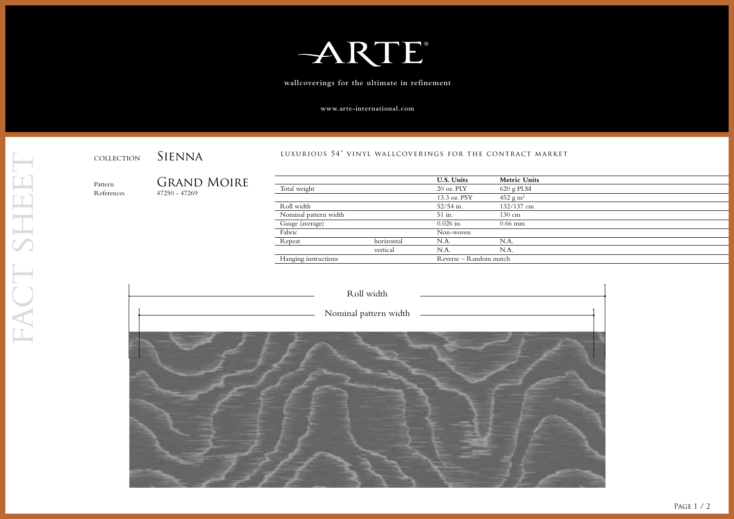# ARTE®

wallcoverings for the ultimate in refinement

www.arte-international.com

FACT SHEET

COLLECTION **Sienna**

Pattern **Grand Moire**

References 47250 - 47269

LUXURIOUS 54" VINYL WALLCOVERINGS FOR THE CONTRACT MARKET

| | | U.S. Units | Metric Units |
|---|---|---|---|
| Total weight | | 20 oz. PLY | 620 g PLM |
| | | 13.3 oz. PSY | 452 g m² |
| Roll width | | 52/54 in. | 132/137 cm |
| Nominal pattern width | | 51 in. | 130 cm |
| Gauge (average) | | 0.026 in. | 0.66 mm |
| Fabric | | Non-woven | |
| Repeat | horizontal | N.A. | N.A. |
| | vertical | N.A. | N.A. |
| Hanging instructions | | Reverse – Random match | |

Roll width

Nominal pattern width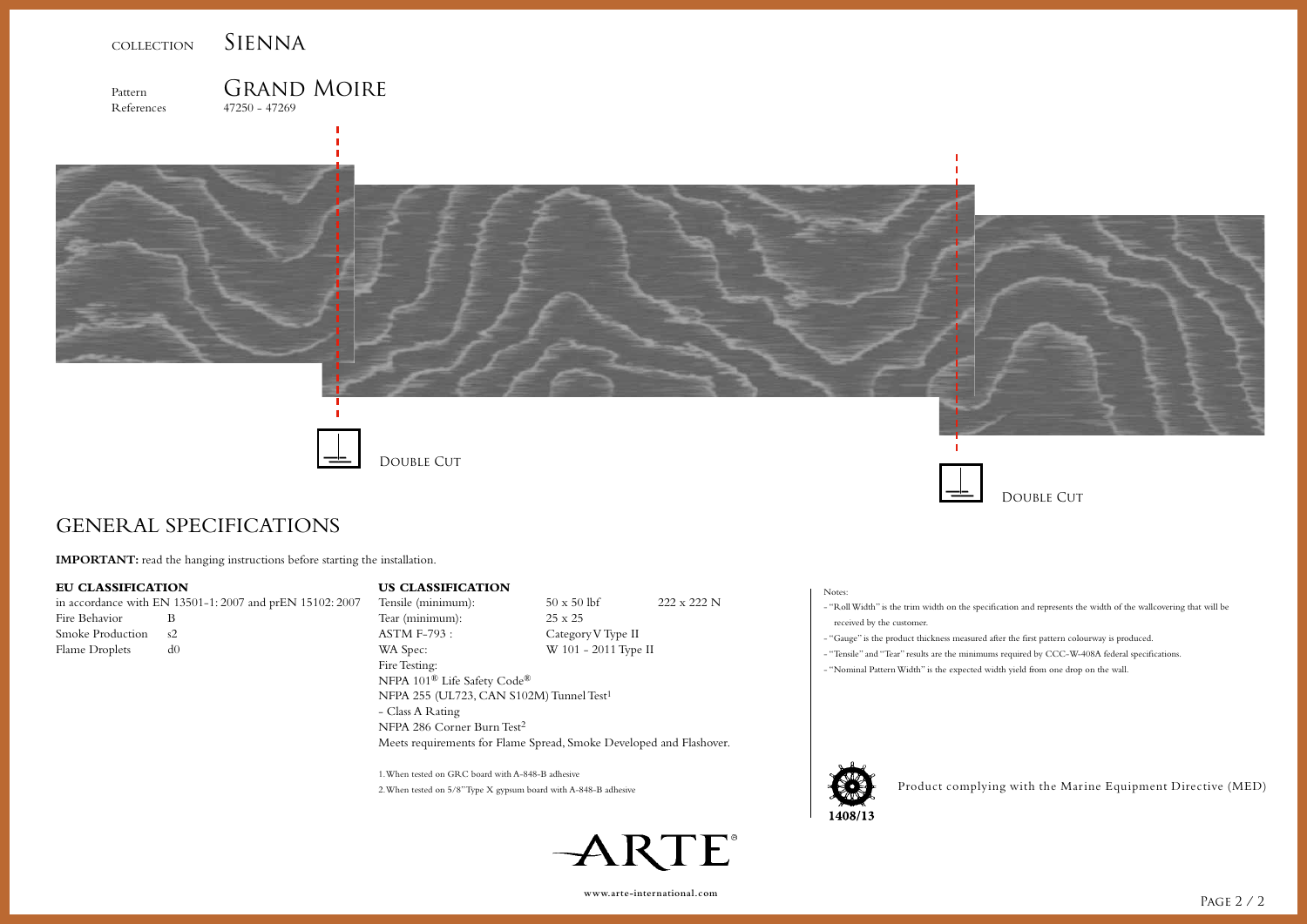COLLECTION **SIENNA**

Pattern **GRAND MOIRE**

References 47250 - 47269

DOUBLE CUT

DOUBLE CUT

# GENERAL SPECIFICATIONS

**IMPORTANT:** read the hanging instructions before starting the installation.

**EU CLASSIFICATION**

in accordance with EN 13501-1: 2007 and prEN 15102: 2007

| | |
|---|---|
| Fire Behavior | B |
| Smoke Production | s2 |
| Flame Droplets | d0 |

**US CLASSIFICATION**

| | | |
|---|---|---|
| Tensile (minimum): | 50 x 50 lbf | 222 x 222 N |
| Tear (minimum): | 25 x 25 | |
| ASTM F-793 : | Category V Type II | |
| WA Spec: | W 101 - 2011 Type II | |

Fire Testing:

NFPA 101® Life Safety Code®

NFPA 255 (UL723, CAN S102M) Tunnel Test[1]

- Class A Rating

NFPA 286 Corner Burn Test[2]

Meets requirements for Flame Spread, Smoke Developed and Flashover.

1. When tested on GRC board with A-848-B adhesive

2. When tested on 5/8" Type X gypsum board with A-848-B adhesive

Notes:

- "Roll Width" is the trim width on the specification and represents the width of the wallcovering that will be received by the customer.
- "Gauge" is the product thickness measured after the first pattern colourway is produced.
- "Tensile" and "Tear" results are the minimums required by CCC-W-408A federal specifications.
- "Nominal Pattern Width" is the expected width yield from one drop on the wall.

1408/13

Product complying with the Marine Equipment Directive (MED)

ARTE®

www.arte-international.com